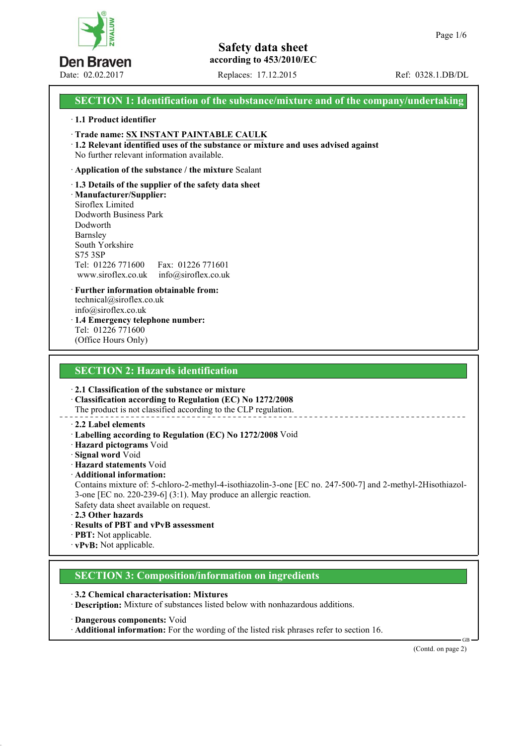# Safety data sheet

**according to 453/2010/EC**

Date: 02.02.2017 Replaces: 17.12.2015 Ref: 0328.1.DB/DL

## SECTION 1: Identification of the substance/mixture and of the company/undertaking

· **1.1 Product identifier**

· **Trade name: SX INSTANT PAINTABLE CAULK**

· **1.2 Relevant identified uses of the substance or mixture and uses advised against**
No further relevant information available.

· **Application of the substance / the mixture** Sealant

· **1.3 Details of the supplier of the safety data sheet**

· **Manufacturer/Supplier:**
Siroflex Limited
Dodworth Business Park
Dodworth
Barnsley
South Yorkshire
S75 3SP
Tel: 01226 771600 Fax: 01226 771601
www.siroflex.co.uk info@siroflex.co.uk

· **Further information obtainable from:**
technical@siroflex.co.uk
info@siroflex.co.uk

· **1.4 Emergency telephone number:**
Tel: 01226 771600
(Office Hours Only)

## SECTION 2: Hazards identification

· **2.1 Classification of the substance or mixture**

· **Classification according to Regulation (EC) No 1272/2008**
The product is not classified according to the CLP regulation.

· **2.2 Label elements**

· **Labelling according to Regulation (EC) No 1272/2008** Void

· **Hazard pictograms** Void

· **Signal word** Void

· **Hazard statements** Void

· **Additional information:**
Contains mixture of: 5-chloro-2-methyl-4-isothiazolin-3-one [EC no. 247-500-7] and 2-methyl-2Hisothiazol-3-one [EC no. 220-239-6] (3:1). May produce an allergic reaction.
Safety data sheet available on request.

· **2.3 Other hazards**

· **Results of PBT and vPvB assessment**

· **PBT:** Not applicable.

· **vPvB:** Not applicable.

## SECTION 3: Composition/information on ingredients

· **3.2 Chemical characterisation: Mixtures**

· **Description:** Mixture of substances listed below with nonhazardous additions.

· **Dangerous components:** Void

· **Additional information:** For the wording of the listed risk phrases refer to section 16.

(Contd. on page 2)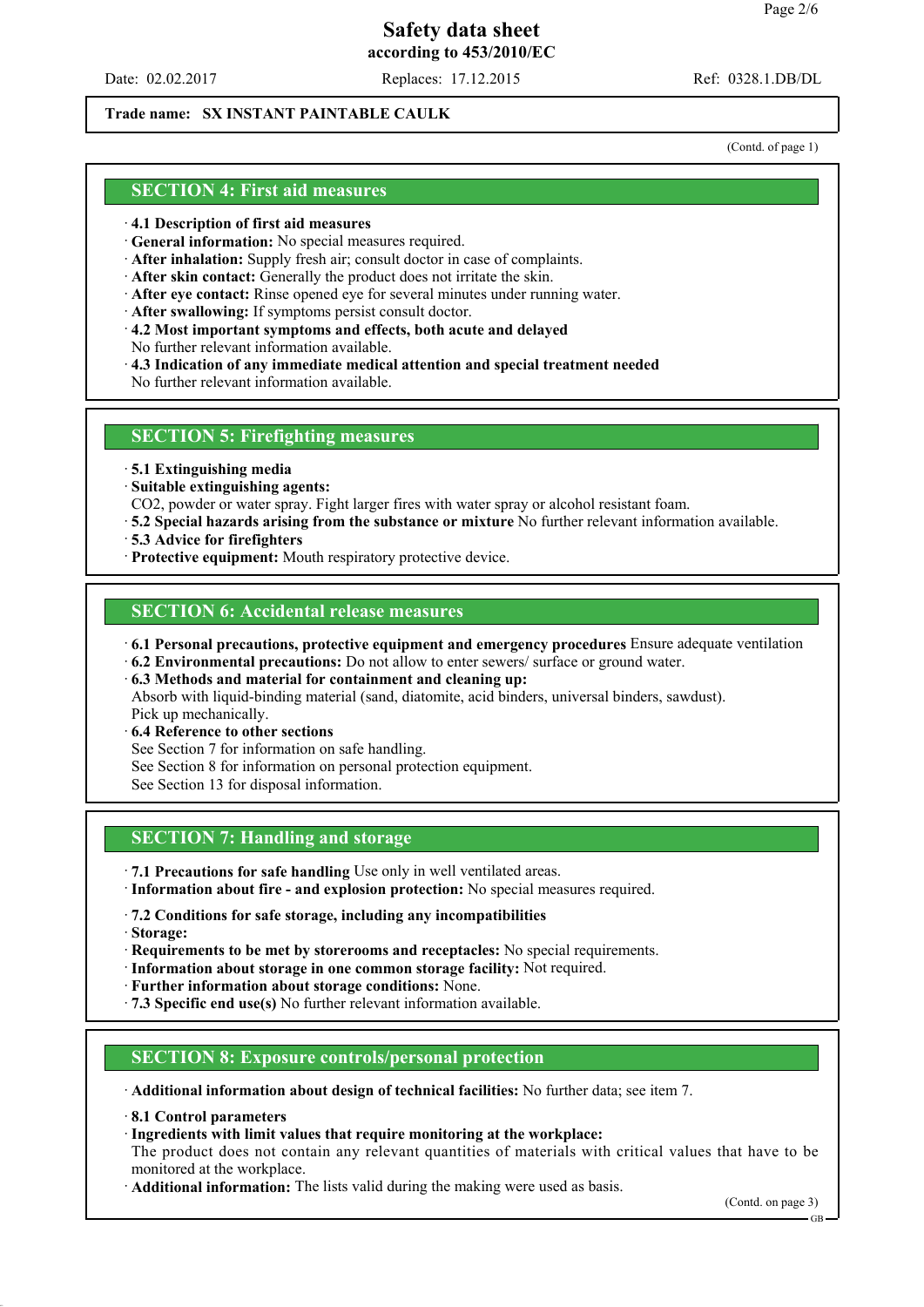**Trade name: SX INSTANT PAINTABLE CAULK**

(Contd. of page 1)

## SECTION 4: First aid measures

· **4.1 Description of first aid measures**
· **General information:** No special measures required.
· **After inhalation:** Supply fresh air; consult doctor in case of complaints.
· **After skin contact:** Generally the product does not irritate the skin.
· **After eye contact:** Rinse opened eye for several minutes under running water.
· **After swallowing:** If symptoms persist consult doctor.
· **4.2 Most important symptoms and effects, both acute and delayed**
No further relevant information available.
· **4.3 Indication of any immediate medical attention and special treatment needed**
No further relevant information available.

## SECTION 5: Firefighting measures

· **5.1 Extinguishing media**
· **Suitable extinguishing agents:**
$CO_2$, powder or water spray. Fight larger fires with water spray or alcohol resistant foam.
· **5.2 Special hazards arising from the substance or mixture** No further relevant information available.
· **5.3 Advice for firefighters**
· **Protective equipment:** Mouth respiratory protective device.

## SECTION 6: Accidental release measures

· **6.1 Personal precautions, protective equipment and emergency procedures** Ensure adequate ventilation
· **6.2 Environmental precautions:** Do not allow to enter sewers/ surface or ground water.
· **6.3 Methods and material for containment and cleaning up:**
Absorb with liquid-binding material (sand, diatomite, acid binders, universal binders, sawdust).
Pick up mechanically.
· **6.4 Reference to other sections**
See Section 7 for information on safe handling.
See Section 8 for information on personal protection equipment.
See Section 13 for disposal information.

## SECTION 7: Handling and storage

· **7.1 Precautions for safe handling** Use only in well ventilated areas.
· **Information about fire - and explosion protection:** No special measures required.

· **7.2 Conditions for safe storage, including any incompatibilities**
· **Storage:**
· **Requirements to be met by storerooms and receptacles:** No special requirements.
· **Information about storage in one common storage facility:** Not required.
· **Further information about storage conditions:** None.
· **7.3 Specific end use(s)** No further relevant information available.

## SECTION 8: Exposure controls/personal protection

· **Additional information about design of technical facilities:** No further data; see item 7.

· **8.1 Control parameters**
· **Ingredients with limit values that require monitoring at the workplace:**
The product does not contain any relevant quantities of materials with critical values that have to be monitored at the workplace.
· **Additional information:** The lists valid during the making were used as basis.

(Contd. on page 3)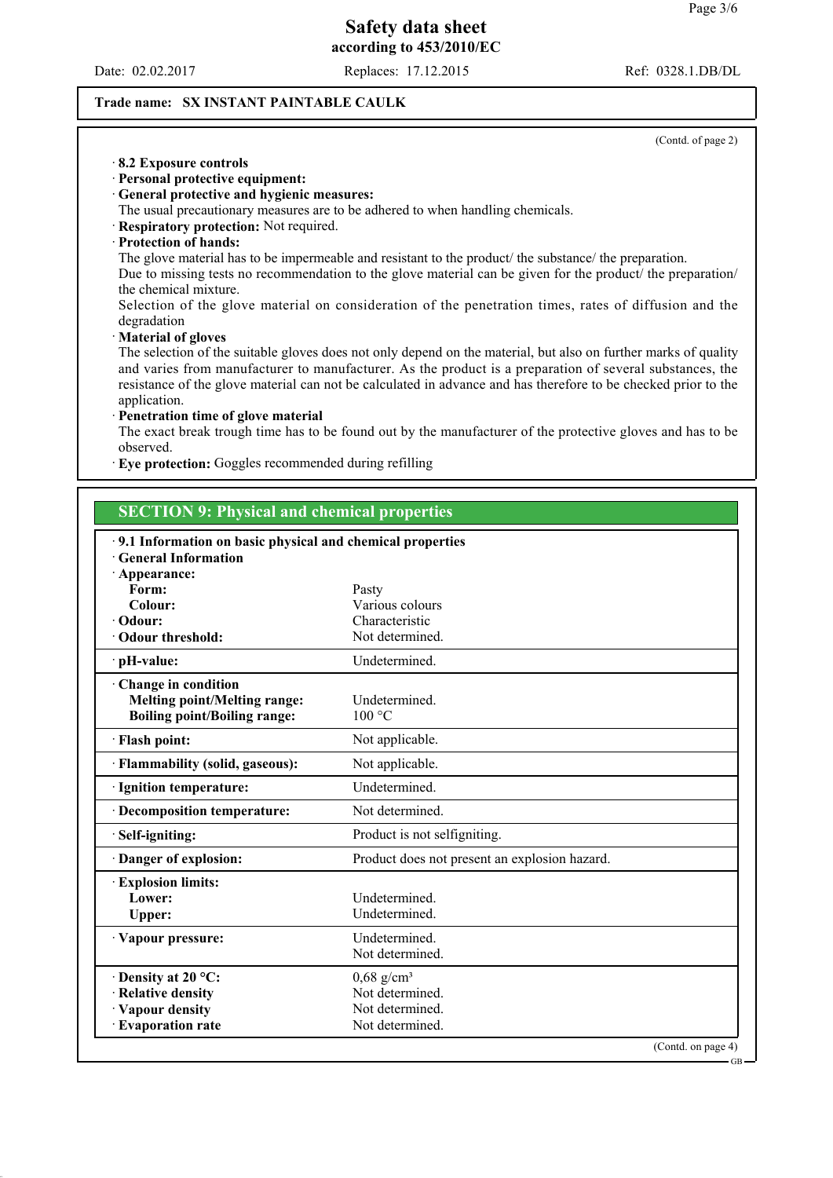**Safety data sheet**
**according to 453/2010/EC**

Date: 02.02.2017 Replaces: 17.12.2015 Ref: 0328.1.DB/DL

**Trade name: SX INSTANT PAINTABLE CAULK**

(Contd. of page 2)

· **8.2 Exposure controls**
· **Personal protective equipment:**
· **General protective and hygienic measures:**
The usual precautionary measures are to be adhered to when handling chemicals.
· **Respiratory protection:** Not required.
· **Protection of hands:**
The glove material has to be impermeable and resistant to the product/ the substance/ the preparation.
Due to missing tests no recommendation to the glove material can be given for the product/ the preparation/ the chemical mixture.
Selection of the glove material on consideration of the penetration times, rates of diffusion and the degradation
· **Material of gloves**
The selection of the suitable gloves does not only depend on the material, but also on further marks of quality and varies from manufacturer to manufacturer. As the product is a preparation of several substances, the resistance of the glove material can not be calculated in advance and has therefore to be checked prior to the application.
· **Penetration time of glove material**
The exact break trough time has to be found out by the manufacturer of the protective gloves and has to be observed.
· **Eye protection:** Goggles recommended during refilling

## SECTION 9: Physical and chemical properties

· **9.1 Information on basic physical and chemical properties**
· **General Information**

| Property | Value |
|---|---|
| · **Appearance:** | |
| **Form:** | Pasty |
| **Colour:** | Various colours |
| · **Odour:** | Characteristic |
| · **Odour threshold:** | Not determined. |
| · **pH-value:** | Undetermined. |
| · **Change in condition** | |
| **Melting point/Melting range:** | Undetermined. |
| **Boiling point/Boiling range:** | 100 °C |
| · **Flash point:** | Not applicable. |
| · **Flammability (solid, gaseous):** | Not applicable. |
| · **Ignition temperature:** | Undetermined. |
| · **Decomposition temperature:** | Not determined. |
| · **Self-igniting:** | Product is not selfigniting. |
| · **Danger of explosion:** | Product does not present an explosion hazard. |
| · **Explosion limits:** | |
| **Lower:** | Undetermined. |
| **Upper:** | Undetermined. |
| · **Vapour pressure:** | Undetermined. Not determined. |
| · **Density at 20 °C:** | 0,68 g/cm³ |
| · **Relative density** | Not determined. |
| · **Vapour density** | Not determined. |
| · **Evaporation rate** | Not determined. |

(Contd. on page 4)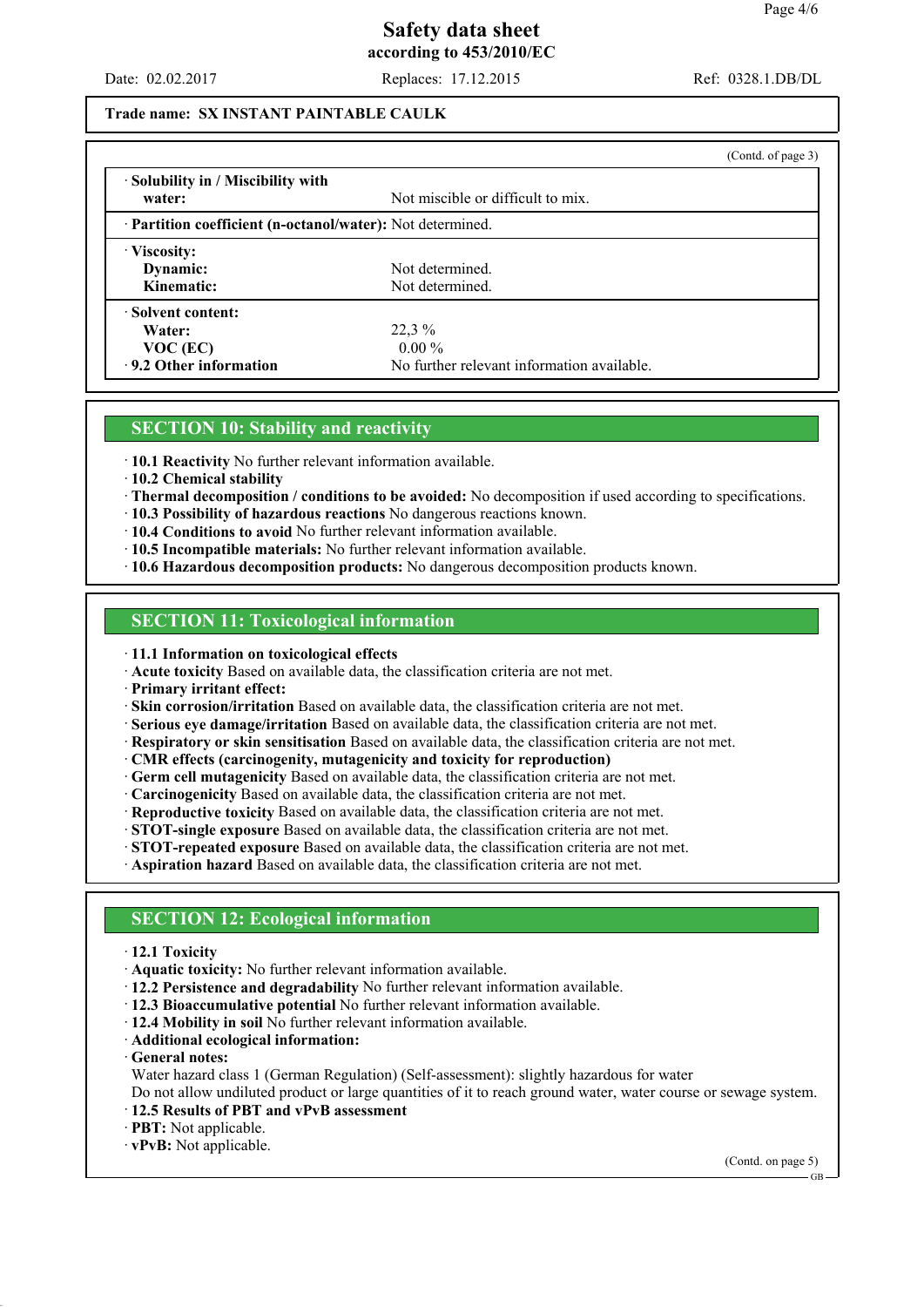**Safety data sheet**
**according to 453/2010/EC**

Date: 02.02.2017 Replaces: 17.12.2015 Ref: 0328.1.DB/DL

**Trade name: SX INSTANT PAINTABLE CAULK**

(Contd. of page 3)

| | |
|---|---|
| · **Solubility in / Miscibility with water:** | Not miscible or difficult to mix. |
| · **Partition coefficient (n-octanol/water):** | Not determined. |
| · **Viscosity:** | |
| **Dynamic:** | Not determined. |
| **Kinematic:** | Not determined. |
| · **Solvent content:** | |
| **Water:** | 22,3 % |
| **VOC (EC)** | 0.00 % |
| · **9.2 Other information** | No further relevant information available. |

## SECTION 10: Stability and reactivity

· **10.1 Reactivity** No further relevant information available.
· **10.2 Chemical stability**
· **Thermal decomposition / conditions to be avoided:** No decomposition if used according to specifications.
· **10.3 Possibility of hazardous reactions** No dangerous reactions known.
· **10.4 Conditions to avoid** No further relevant information available.
· **10.5 Incompatible materials:** No further relevant information available.
· **10.6 Hazardous decomposition products:** No dangerous decomposition products known.

## SECTION 11: Toxicological information

· **11.1 Information on toxicological effects**
· **Acute toxicity** Based on available data, the classification criteria are not met.
· **Primary irritant effect:**
· **Skin corrosion/irritation** Based on available data, the classification criteria are not met.
· **Serious eye damage/irritation** Based on available data, the classification criteria are not met.
· **Respiratory or skin sensitisation** Based on available data, the classification criteria are not met.
· **CMR effects (carcinogenity, mutagenicity and toxicity for reproduction)**
· **Germ cell mutagenicity** Based on available data, the classification criteria are not met.
· **Carcinogenicity** Based on available data, the classification criteria are not met.
· **Reproductive toxicity** Based on available data, the classification criteria are not met.
· **STOT-single exposure** Based on available data, the classification criteria are not met.
· **STOT-repeated exposure** Based on available data, the classification criteria are not met.
· **Aspiration hazard** Based on available data, the classification criteria are not met.

## SECTION 12: Ecological information

· **12.1 Toxicity**
· **Aquatic toxicity:** No further relevant information available.
· **12.2 Persistence and degradability** No further relevant information available.
· **12.3 Bioaccumulative potential** No further relevant information available.
· **12.4 Mobility in soil** No further relevant information available.
· **Additional ecological information:**
· **General notes:**
Water hazard class 1 (German Regulation) (Self-assessment): slightly hazardous for water
Do not allow undiluted product or large quantities of it to reach ground water, water course or sewage system.
· **12.5 Results of PBT and vPvB assessment**
· **PBT:** Not applicable.
· **vPvB:** Not applicable.

(Contd. on page 5)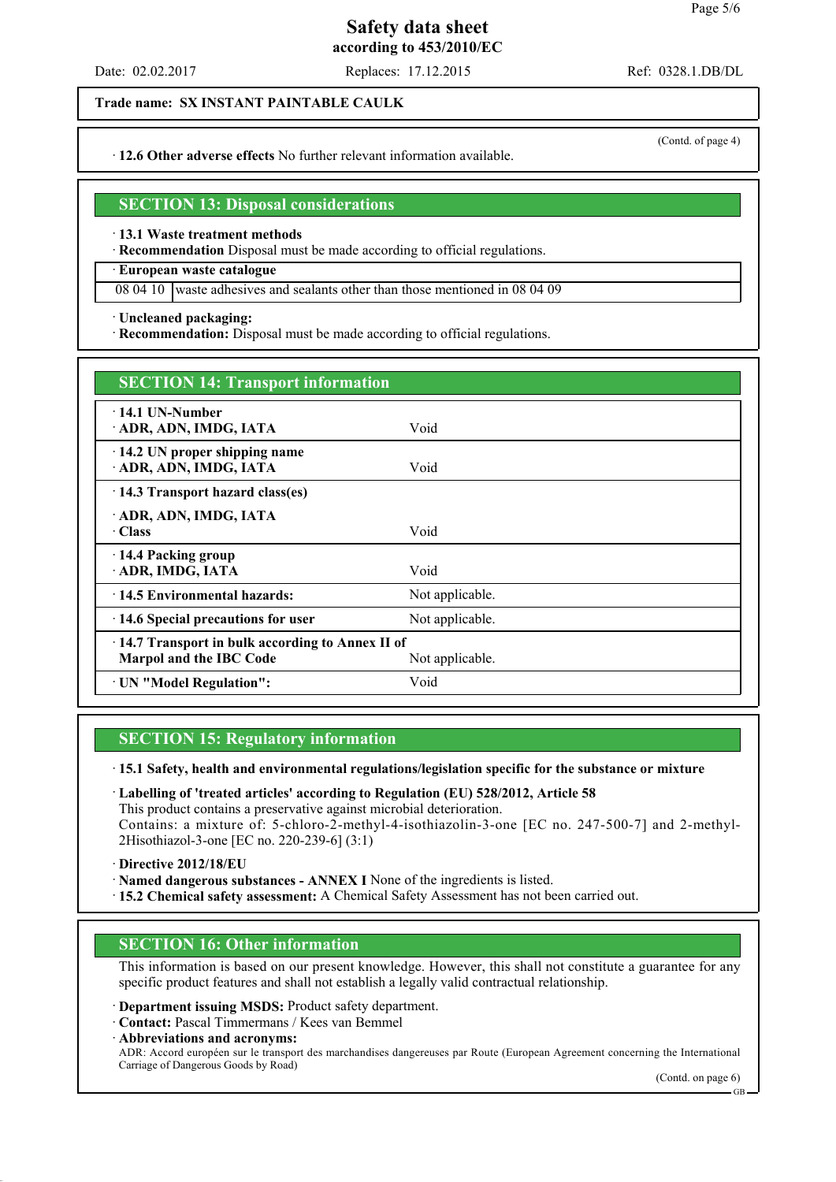**Trade name: SX INSTANT PAINTABLE CAULK**

(Contd. of page 4)

· **12.6 Other adverse effects** No further relevant information available.

## SECTION 13: Disposal considerations

· **13.1 Waste treatment methods**
· **Recommendation** Disposal must be made according to official regulations.

| · **European waste catalogue** | |
|---|---|
| 08 04 10 | waste adhesives and sealants other than those mentioned in 08 04 09 |

· **Uncleaned packaging:**
· **Recommendation:** Disposal must be made according to official regulations.

## SECTION 14: Transport information

| | |
|---|---|
| · **14.1 UN-Number**<br>· **ADR, ADN, IMDG, IATA** | Void |
| · **14.2 UN proper shipping name**<br>· **ADR, ADN, IMDG, IATA** | Void |
| · **14.3 Transport hazard class(es)**<br>· **ADR, ADN, IMDG, IATA**<br>· **Class** | Void |
| · **14.4 Packing group**<br>· **ADR, IMDG, IATA** | Void |
| · **14.5 Environmental hazards:** | Not applicable. |
| · **14.6 Special precautions for user** | Not applicable. |
| · **14.7 Transport in bulk according to Annex II of Marpol and the IBC Code** | Not applicable. |
| · **UN "Model Regulation":** | Void |

## SECTION 15: Regulatory information

· **15.1 Safety, health and environmental regulations/legislation specific for the substance or mixture**

· **Labelling of 'treated articles' according to Regulation (EU) 528/2012, Article 58**
This product contains a preservative against microbial deterioration.
Contains: a mixture of: 5-chloro-2-methyl-4-isothiazolin-3-one [EC no. 247-500-7] and 2-methyl-2Hisothiazol-3-one [EC no. 220-239-6] (3:1)

· **Directive 2012/18/EU**
· **Named dangerous substances - ANNEX I** None of the ingredients is listed.
· **15.2 Chemical safety assessment:** A Chemical Safety Assessment has not been carried out.

## SECTION 16: Other information

This information is based on our present knowledge. However, this shall not constitute a guarantee for any specific product features and shall not establish a legally valid contractual relationship.

· **Department issuing MSDS:** Product safety department.
· **Contact:** Pascal Timmermans / Kees van Bemmel
· **Abbreviations and acronyms:**
ADR: Accord européen sur le transport des marchandises dangereuses par Route (European Agreement concerning the International Carriage of Dangerous Goods by Road)

(Contd. on page 6)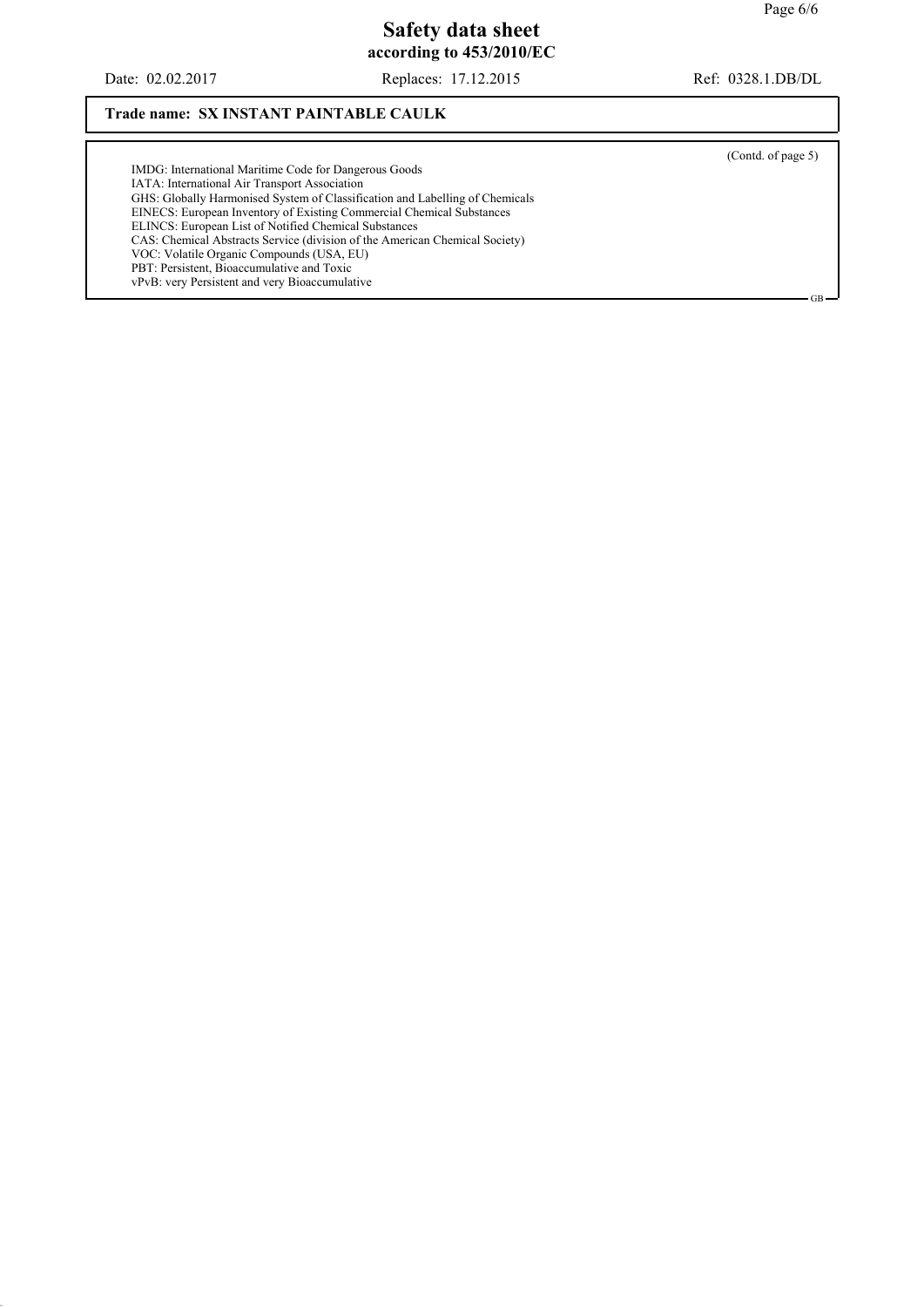(Contd. of page 5)

IMDG: International Maritime Code for Dangerous Goods
IATA: International Air Transport Association
GHS: Globally Harmonised System of Classification and Labelling of Chemicals
EINECS: European Inventory of Existing Commercial Chemical Substances
ELINCS: European List of Notified Chemical Substances
CAS: Chemical Abstracts Service (division of the American Chemical Society)
VOC: Volatile Organic Compounds (USA, EU)
PBT: Persistent, Bioaccumulative and Toxic
vPvB: very Persistent and very Bioaccumulative